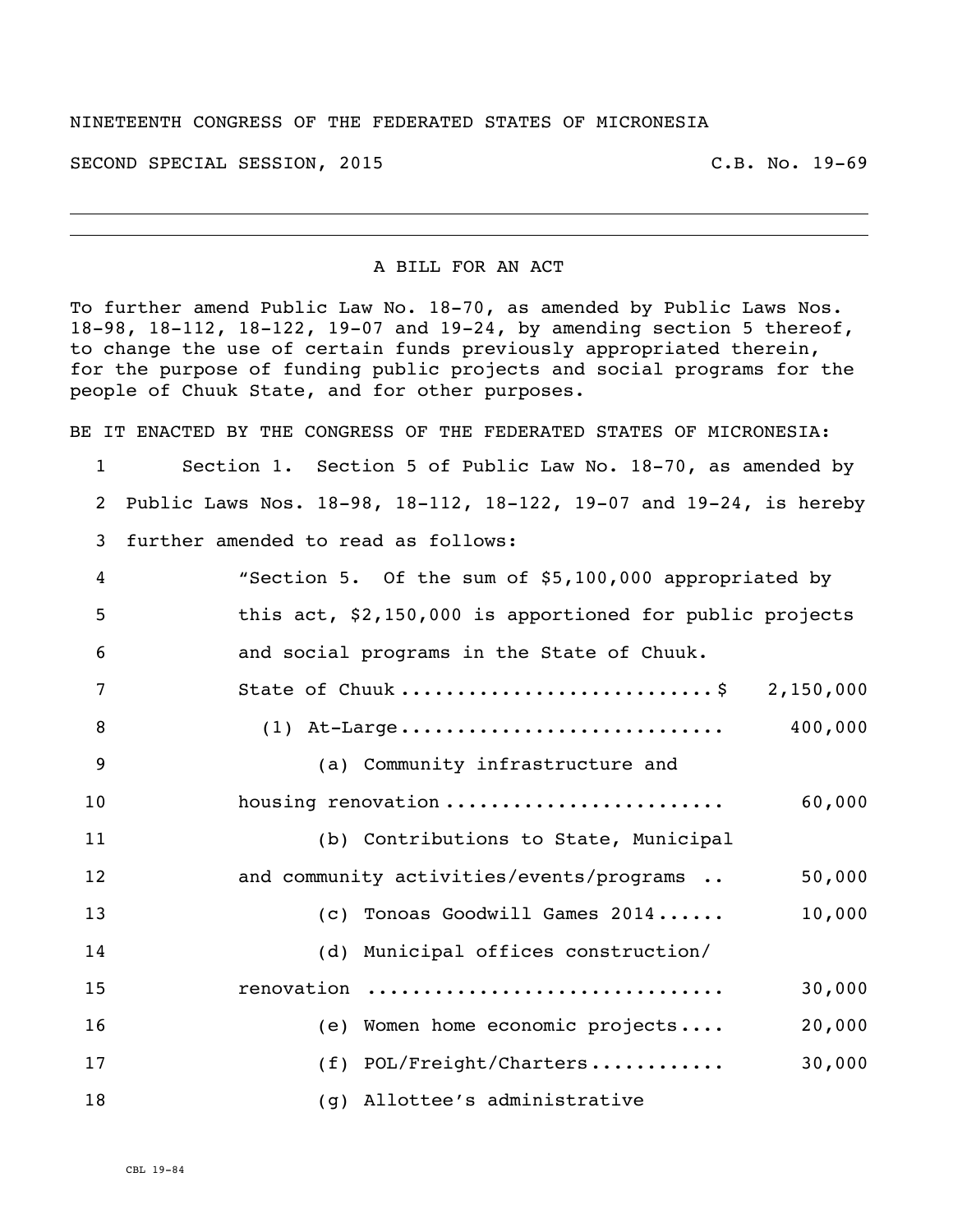NINETEENTH CONGRESS OF THE FEDERATED STATES OF MICRONESIA

SECOND SPECIAL SESSION, 2015 C.B. No. 19-69

A BILL FOR AN ACT

To further amend Public Law No. 18-70, as amended by Public Laws Nos. 18-98, 18-112, 18-122, 19-07 and 19-24, by amending section 5 thereof, to change the use of certain funds previously appropriated therein, for the purpose of funding public projects and social programs for the people of Chuuk State, and for other purposes.

BE IT ENACTED BY THE CONGRESS OF THE FEDERATED STATES OF MICRONESIA:

1 Section 1. Section 5 of Public Law No. 18-70, as amended by
2 Public Laws Nos. 18-98, 18-112, 18-122, 19-07 and 19-24, is hereby
3 further amended to read as follows:

4 "Section 5. Of the sum of $5,100,000 appropriated by
5 this act, $2,150,000 is apportioned for public projects
6 and social programs in the State of Chuuk.

7 State of Chuuk ............................$ 2,150,000
8 (1) At-Large ............................ 400,000
9 (a) Community infrastructure and
10 housing renovation ........................ 60,000
11 (b) Contributions to State, Municipal
12 and community activities/events/programs .. 50,000
13 (c) Tonoas Goodwill Games 2014...... 10,000
14 (d) Municipal offices construction/
15 renovation ............................... 30,000
16 (e) Women home economic projects.... 20,000
17 (f) POL/Freight/Charters............ 30,000
18 (g) Allottee's administrative

CBL 19-84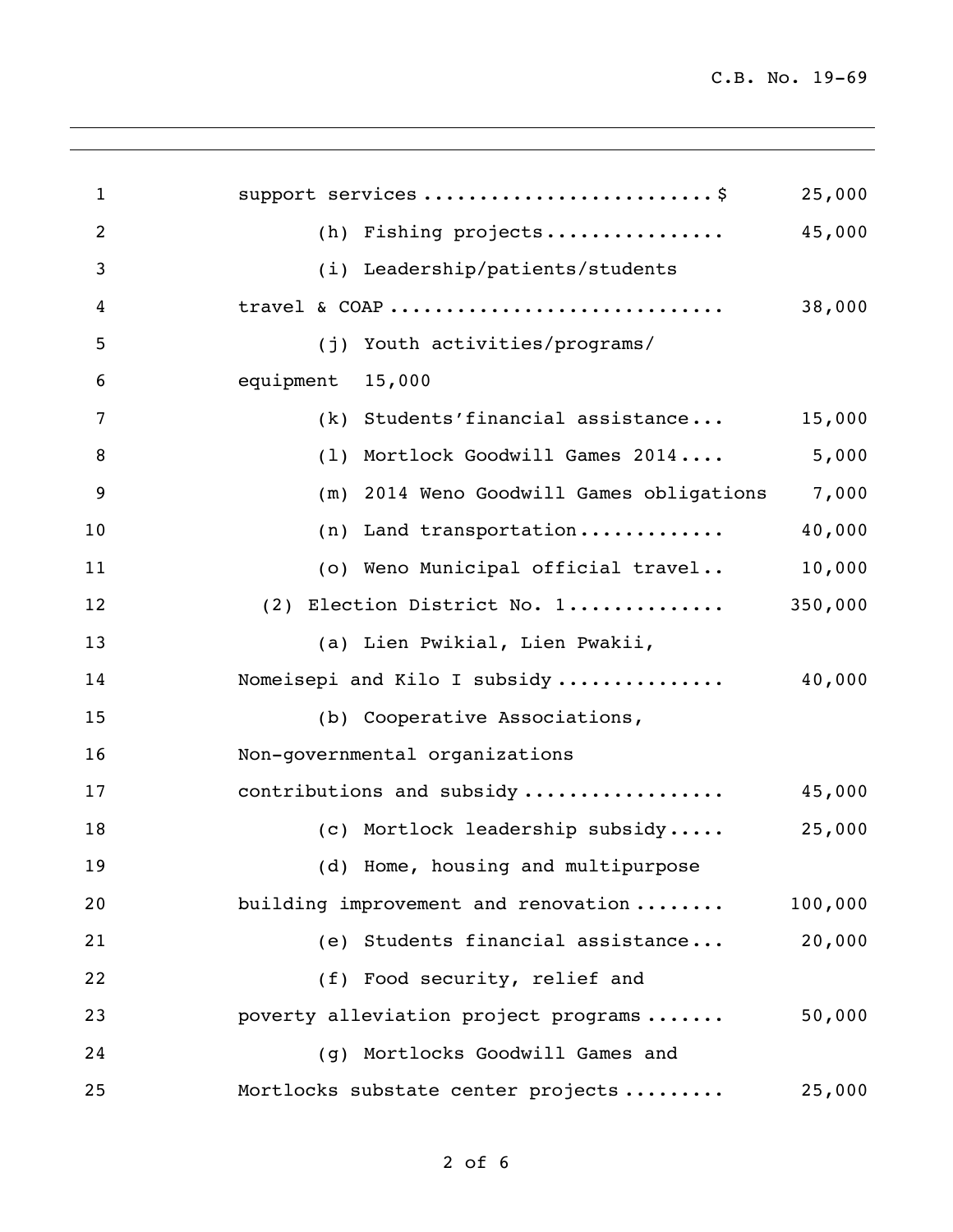support services .........................$ 25,000

(h) Fishing projects................ 45,000

(i) Leadership/patients/students travel & COAP ............................. 38,000

(j) Youth activities/programs/ equipment 15,000

(k) Students'financial assistance... 15,000

(l) Mortlock Goodwill Games 2014.... 5,000

(m) 2014 Weno Goodwill Games obligations 7,000

(n) Land transportation............ 40,000

(o) Weno Municipal official travel.. 10,000

(2) Election District No. 1............. 350,000

(a) Lien Pwikial, Lien Pwakii, Nomeisepi and Kilo I subsidy .............. 40,000

(b) Cooperative Associations, Non-governmental organizations contributions and subsidy ................. 45,000

(c) Mortlock leadership subsidy..... 25,000

(d) Home, housing and multipurpose building improvement and renovation ........ 100,000

(e) Students financial assistance... 20,000

(f) Food security, relief and poverty alleviation project programs ....... 50,000

(g) Mortlocks Goodwill Games and Mortlocks substate center projects ......... 25,000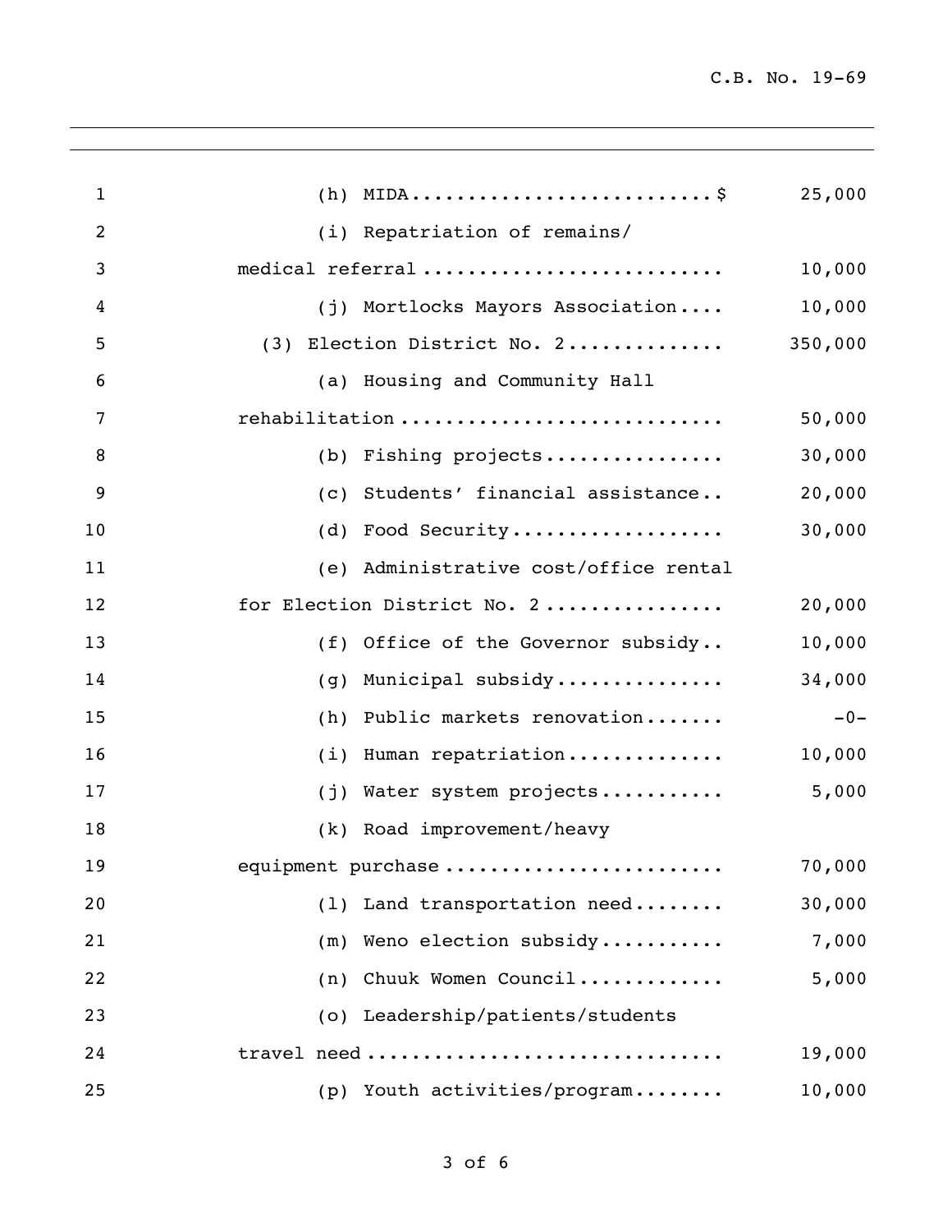(h) MIDA..........................$ 25,000

(i) Repatriation of remains/ medical referral.......................... 10,000

(j) Mortlocks Mayors Association.... 10,000

(3) Election District No. 2.............. 350,000

(a) Housing and Community Hall rehabilitation............................ 50,000

(b) Fishing projects................ 30,000

(c) Students' financial assistance.. 20,000

(d) Food Security................... 30,000

(e) Administrative cost/office rental for Election District No. 2................ 20,000

(f) Office of the Governor subsidy.. 10,000

(g) Municipal subsidy............... 34,000

(h) Public markets renovation....... -0-

(i) Human repatriation.............. 10,000

(j) Water system projects........... 5,000

(k) Road improvement/heavy equipment purchase......................... 70,000

(l) Land transportation need........ 30,000

(m) Weno election subsidy........... 7,000

(n) Chuuk Women Council............. 5,000

(o) Leadership/patients/students travel need............................... 19,000

(p) Youth activities/program........ 10,000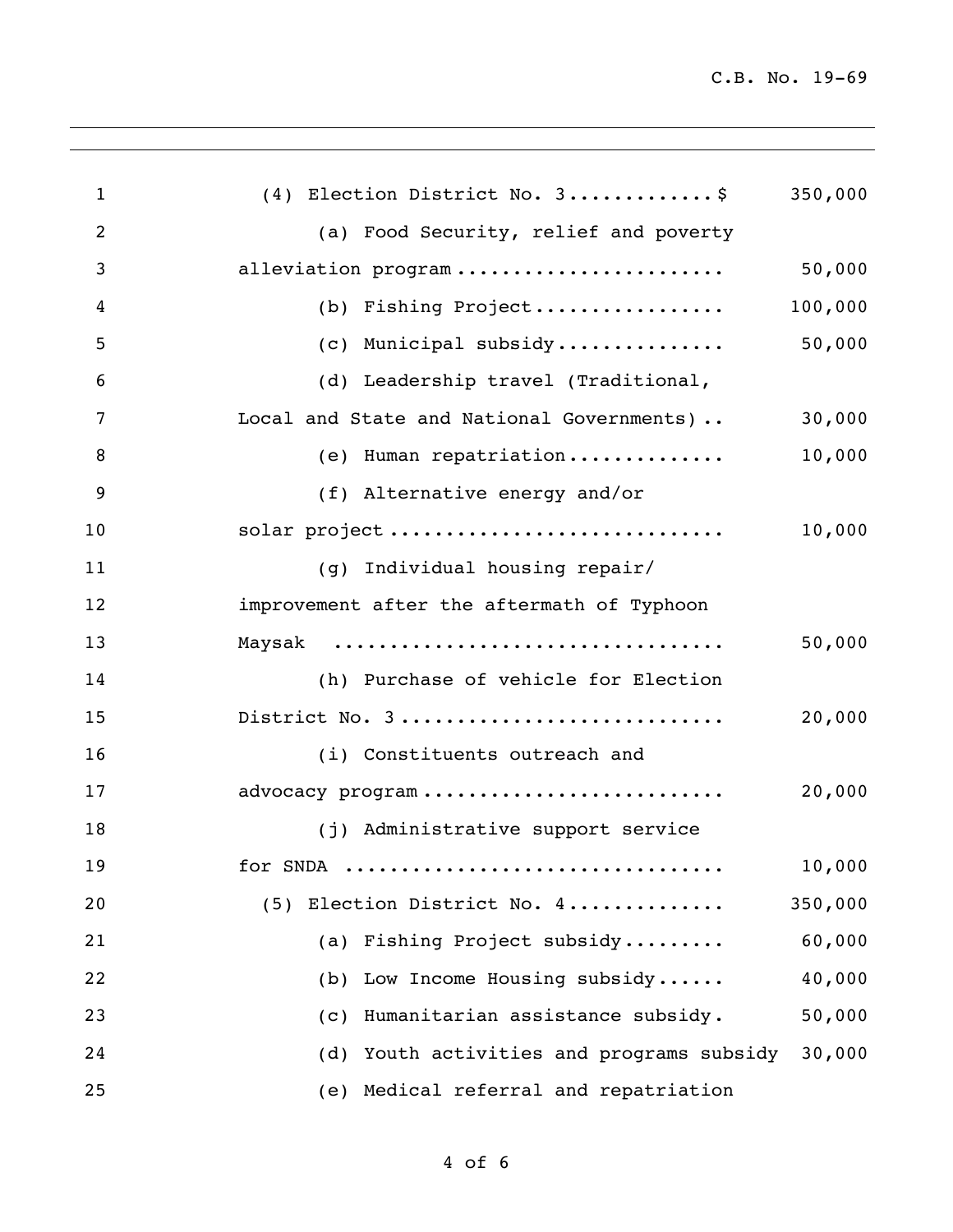| | |
|---|---|
| (4) Election District No. 3............$ | 350,000 |
| (a) Food Security, relief and poverty alleviation program ...................... | 50,000 |
| (b) Fishing Project................ | 100,000 |
| (c) Municipal subsidy.............. | 50,000 |
| (d) Leadership travel (Traditional, Local and State and National Governments) .. | 30,000 |
| (e) Human repatriation............. | 10,000 |
| (f) Alternative energy and/or solar project ............................ | 10,000 |
| (g) Individual housing repair/ improvement after the aftermath of Typhoon Maysak ................................. | 50,000 |
| (h) Purchase of vehicle for Election District No. 3 ........................... | 20,000 |
| (i) Constituents outreach and advocacy program ......................... | 20,000 |
| (j) Administrative support service for SNDA ............................... | 10,000 |
| (5) Election District No. 4............. | 350,000 |
| (a) Fishing Project subsidy......... | 60,000 |
| (b) Low Income Housing subsidy...... | 40,000 |
| (c) Humanitarian assistance subsidy. | 50,000 |
| (d) Youth activities and programs subsidy | 30,000 |
| (e) Medical referral and repatriation | |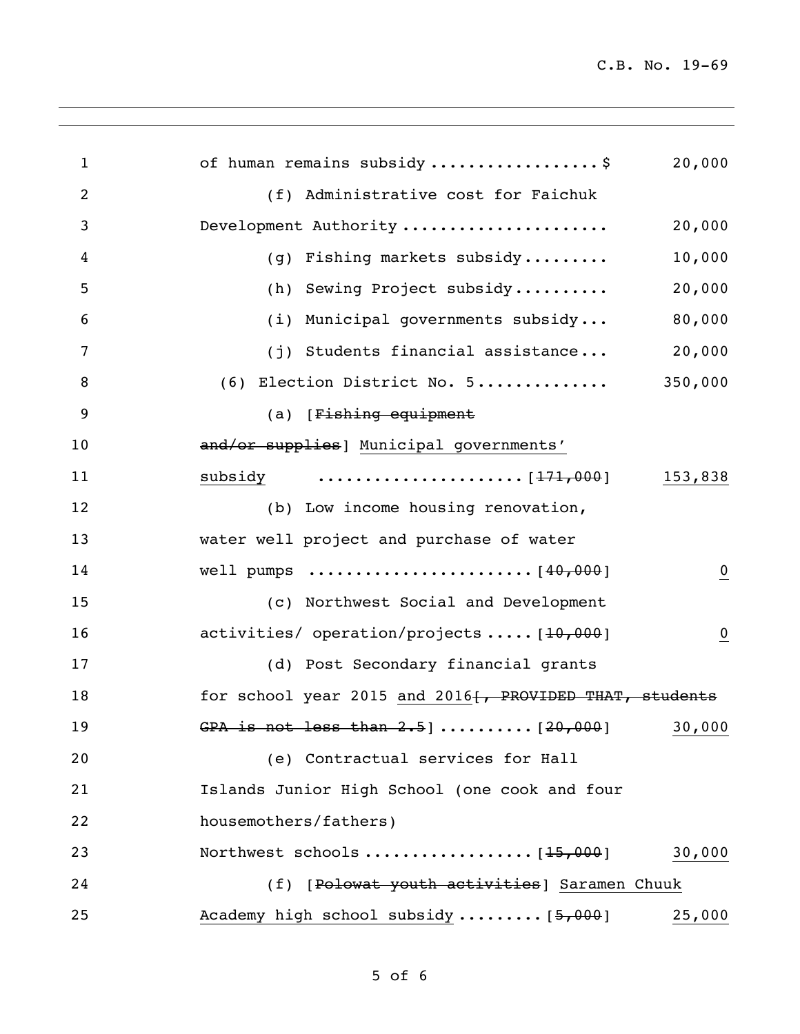of human remains subsidy .................. $ 20,000

(f) Administrative cost for Faichuk Development Authority ...................... 20,000

(g) Fishing markets subsidy......... 10,000

(h) Sewing Project subsidy.......... 20,000

(i) Municipal governments subsidy... 80,000

(j) Students financial assistance... 20,000

(6) Election District No. 5.............. 350,000

(a) [~~Fishing equipment and/or supplies~~] <u>Municipal governments' subsidy</u> ...................... [~~171,000~~] <u>153,838</u>

(b) Low income housing renovation, water well project and purchase of water well pumps ....................... [~~40,000~~] <u>0</u>

(c) Northwest Social and Development activities/ operation/projects ..... [~~10,000~~] <u>0</u>

(d) Post Secondary financial grants for school year 2015 <u>and 2016</u>[~~, PROVIDED THAT, students GPA is not less than 2.5~~] .......... [~~20,000~~] <u>30,000</u>

(e) Contractual services for Hall Islands Junior High School (one cook and four housemothers/fathers)
Northwest schools .................. [~~15,000~~] <u>30,000</u>

(f) [~~Polowat youth activities~~] <u>Saramen Chuuk Academy high school subsidy</u> ......... [~~5,000~~] <u>25,000</u>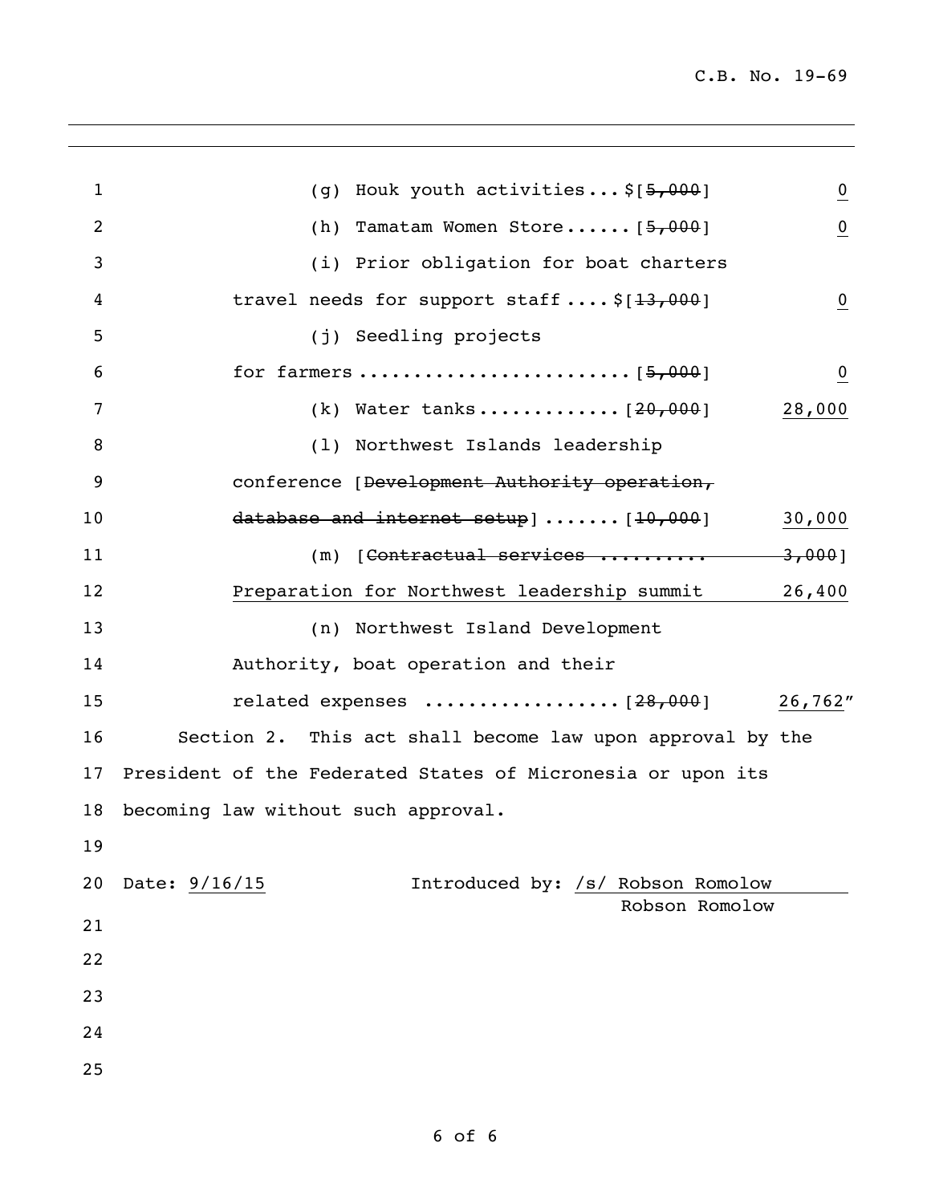(g) Houk youth activities... $[~~5,000~~] 0

(h) Tamatam Women Store...... [~~5,000~~] 0

(i) Prior obligation for boat charters travel needs for support staff .... $[~~13,000~~] 0

(j) Seedling projects for farmers ......................... [~~5,000~~] 0

(k) Water tanks............. [~~20,000~~] 28,000

(l) Northwest Islands leadership conference [~~Development Authority operation, database and internet setup~~] ....... [~~10,000~~] 30,000

(m) [~~Contractual services .......... 3,000~~] Preparation for Northwest leadership summit 26,400

(n) Northwest Island Development Authority, boat operation and their related expenses .................. [~~28,000~~] 26,762"

Section 2. This act shall become law upon approval by the President of the Federated States of Micronesia or upon its becoming law without such approval.

Date: 9/16/15

Introduced by: /s/ Robson Romolow
Robson Romolow